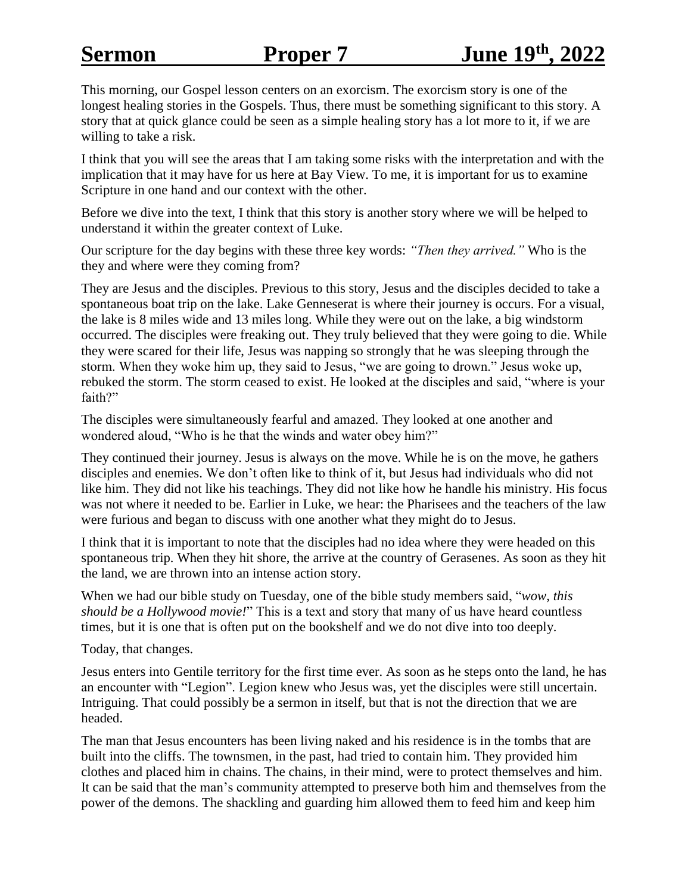# Sermon Proper 7 June 19th, 2022

This morning, our Gospel lesson centers on an exorcism. The exorcism story is one of the longest healing stories in the Gospels. Thus, there must be something significant to this story. A story that at quick glance could be seen as a simple healing story has a lot more to it, if we are willing to take a risk.

I think that you will see the areas that I am taking some risks with the interpretation and with the implication that it may have for us here at Bay View. To me, it is important for us to examine Scripture in one hand and our context with the other.

Before we dive into the text, I think that this story is another story where we will be helped to understand it within the greater context of Luke.

Our scripture for the day begins with these three key words: *"Then they arrived."* Who is the they and where were they coming from?

They are Jesus and the disciples. Previous to this story, Jesus and the disciples decided to take a spontaneous boat trip on the lake. Lake Genneserat is where their journey is occurs. For a visual, the lake is 8 miles wide and 13 miles long. While they were out on the lake, a big windstorm occurred. The disciples were freaking out. They truly believed that they were going to die. While they were scared for their life, Jesus was napping so strongly that he was sleeping through the storm. When they woke him up, they said to Jesus, "we are going to drown." Jesus woke up, rebuked the storm. The storm ceased to exist. He looked at the disciples and said, "where is your faith?"

The disciples were simultaneously fearful and amazed. They looked at one another and wondered aloud, "Who is he that the winds and water obey him?"

They continued their journey. Jesus is always on the move. While he is on the move, he gathers disciples and enemies. We don't often like to think of it, but Jesus had individuals who did not like him. They did not like his teachings. They did not like how he handle his ministry. His focus was not where it needed to be. Earlier in Luke, we hear: the Pharisees and the teachers of the law were furious and began to discuss with one another what they might do to Jesus.

I think that it is important to note that the disciples had no idea where they were headed on this spontaneous trip. When they hit shore, the arrive at the country of Gerasenes. As soon as they hit the land, we are thrown into an intense action story.

When we had our bible study on Tuesday, one of the bible study members said, "*wow, this should be a Hollywood movie!*" This is a text and story that many of us have heard countless times, but it is one that is often put on the bookshelf and we do not dive into too deeply.

Today, that changes.

Jesus enters into Gentile territory for the first time ever. As soon as he steps onto the land, he has an encounter with "Legion". Legion knew who Jesus was, yet the disciples were still uncertain. Intriguing. That could possibly be a sermon in itself, but that is not the direction that we are headed.

The man that Jesus encounters has been living naked and his residence is in the tombs that are built into the cliffs. The townsmen, in the past, had tried to contain him. They provided him clothes and placed him in chains. The chains, in their mind, were to protect themselves and him. It can be said that the man's community attempted to preserve both him and themselves from the power of the demons. The shackling and guarding him allowed them to feed him and keep him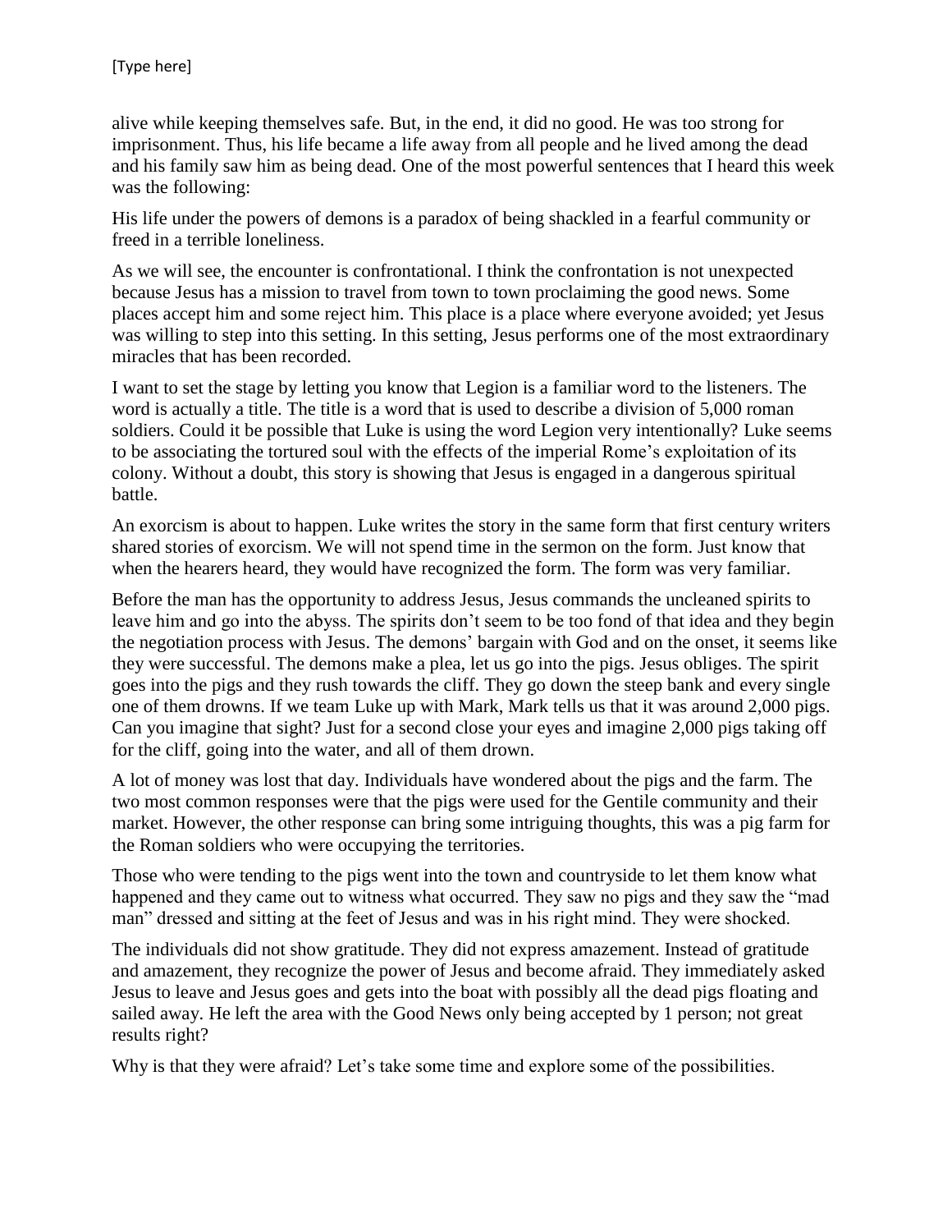alive while keeping themselves safe. But, in the end, it did no good. He was too strong for imprisonment. Thus, his life became a life away from all people and he lived among the dead and his family saw him as being dead. One of the most powerful sentences that I heard this week was the following:

His life under the powers of demons is a paradox of being shackled in a fearful community or freed in a terrible loneliness.

As we will see, the encounter is confrontational. I think the confrontation is not unexpected because Jesus has a mission to travel from town to town proclaiming the good news. Some places accept him and some reject him. This place is a place where everyone avoided; yet Jesus was willing to step into this setting. In this setting, Jesus performs one of the most extraordinary miracles that has been recorded.

I want to set the stage by letting you know that Legion is a familiar word to the listeners. The word is actually a title. The title is a word that is used to describe a division of 5,000 roman soldiers. Could it be possible that Luke is using the word Legion very intentionally? Luke seems to be associating the tortured soul with the effects of the imperial Rome's exploitation of its colony. Without a doubt, this story is showing that Jesus is engaged in a dangerous spiritual battle.

An exorcism is about to happen. Luke writes the story in the same form that first century writers shared stories of exorcism. We will not spend time in the sermon on the form. Just know that when the hearers heard, they would have recognized the form. The form was very familiar.

Before the man has the opportunity to address Jesus, Jesus commands the uncleaned spirits to leave him and go into the abyss. The spirits don't seem to be too fond of that idea and they begin the negotiation process with Jesus. The demons' bargain with God and on the onset, it seems like they were successful. The demons make a plea, let us go into the pigs. Jesus obliges. The spirit goes into the pigs and they rush towards the cliff. They go down the steep bank and every single one of them drowns. If we team Luke up with Mark, Mark tells us that it was around 2,000 pigs. Can you imagine that sight? Just for a second close your eyes and imagine 2,000 pigs taking off for the cliff, going into the water, and all of them drown.

A lot of money was lost that day. Individuals have wondered about the pigs and the farm. The two most common responses were that the pigs were used for the Gentile community and their market. However, the other response can bring some intriguing thoughts, this was a pig farm for the Roman soldiers who were occupying the territories.

Those who were tending to the pigs went into the town and countryside to let them know what happened and they came out to witness what occurred. They saw no pigs and they saw the "mad man" dressed and sitting at the feet of Jesus and was in his right mind. They were shocked.

The individuals did not show gratitude. They did not express amazement. Instead of gratitude and amazement, they recognize the power of Jesus and become afraid. They immediately asked Jesus to leave and Jesus goes and gets into the boat with possibly all the dead pigs floating and sailed away. He left the area with the Good News only being accepted by 1 person; not great results right?

Why is that they were afraid? Let's take some time and explore some of the possibilities.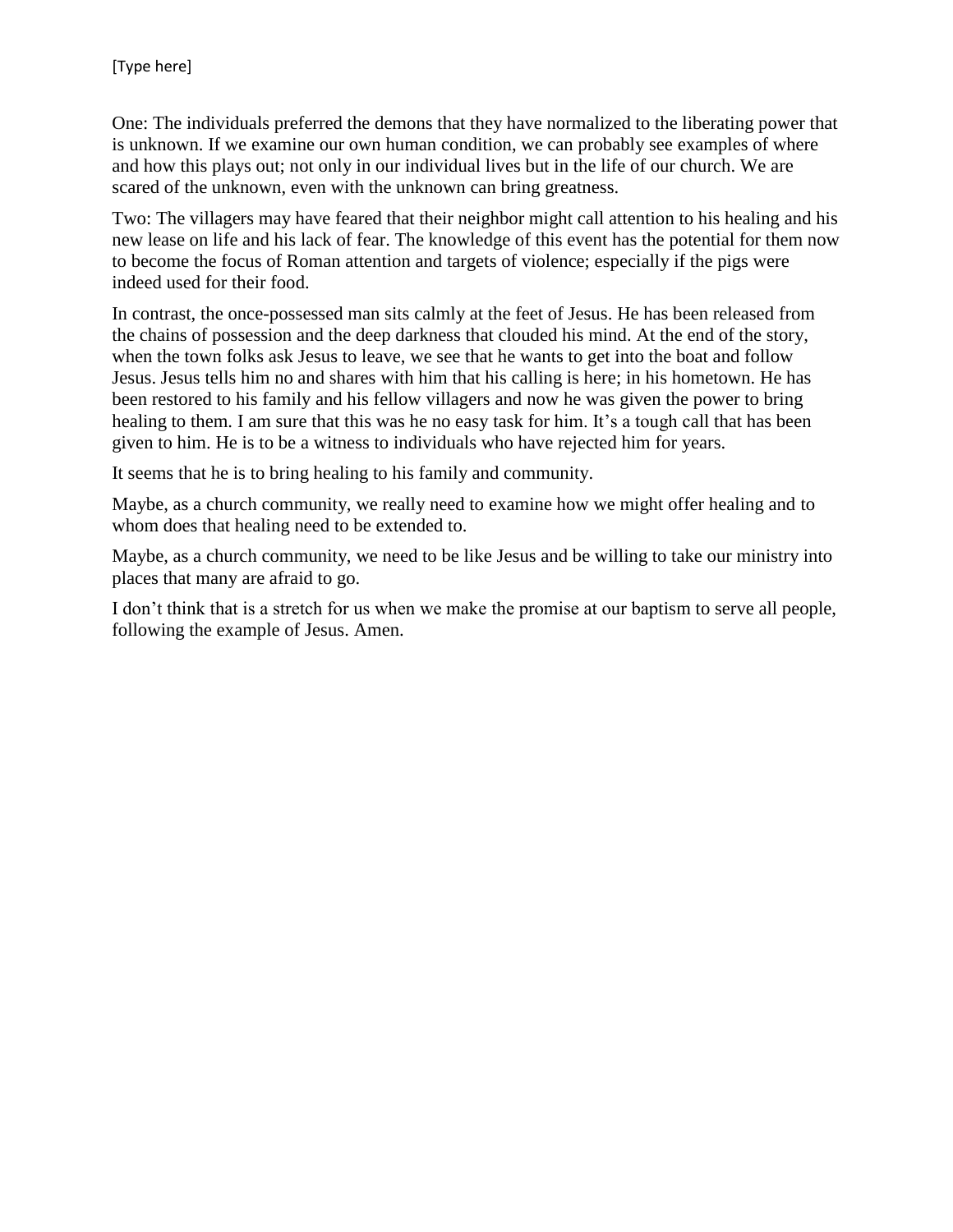One: The individuals preferred the demons that they have normalized to the liberating power that is unknown. If we examine our own human condition, we can probably see examples of where and how this plays out; not only in our individual lives but in the life of our church. We are scared of the unknown, even with the unknown can bring greatness.

Two: The villagers may have feared that their neighbor might call attention to his healing and his new lease on life and his lack of fear. The knowledge of this event has the potential for them now to become the focus of Roman attention and targets of violence; especially if the pigs were indeed used for their food.

In contrast, the once-possessed man sits calmly at the feet of Jesus. He has been released from the chains of possession and the deep darkness that clouded his mind. At the end of the story, when the town folks ask Jesus to leave, we see that he wants to get into the boat and follow Jesus. Jesus tells him no and shares with him that his calling is here; in his hometown. He has been restored to his family and his fellow villagers and now he was given the power to bring healing to them. I am sure that this was he no easy task for him. It's a tough call that has been given to him. He is to be a witness to individuals who have rejected him for years.

It seems that he is to bring healing to his family and community.

Maybe, as a church community, we really need to examine how we might offer healing and to whom does that healing need to be extended to.

Maybe, as a church community, we need to be like Jesus and be willing to take our ministry into places that many are afraid to go.

I don't think that is a stretch for us when we make the promise at our baptism to serve all people, following the example of Jesus. Amen.